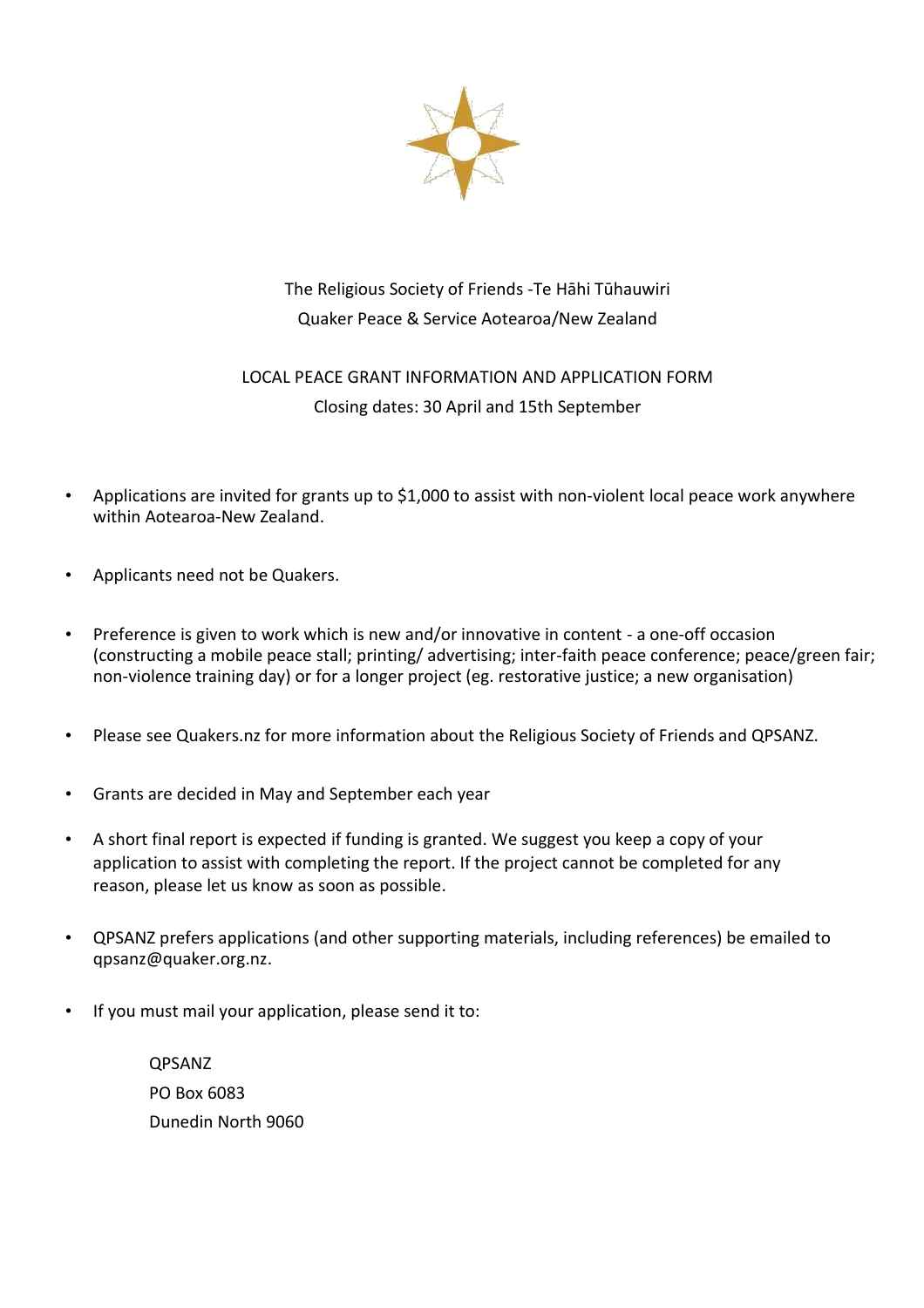The Religious Society of Friends -Te Hāhi Tūhauwiri

Quaker Peace & Service Aotearoa/New Zealand

# LOCAL PEACE GRANT INFORMATION AND APPLICATION FORM

Closing dates: 30 April and 15th September

- Applications are invited for grants up to $1,000 to assist with non-violent local peace work anywhere within Aotearoa-New Zealand.
- Applicants need not be Quakers.
- Preference is given to work which is new and/or innovative in content - a one-off occasion (constructing a mobile peace stall; printing/ advertising; inter-faith peace conference; peace/green fair; non-violence training day) or for a longer project (eg. restorative justice; a new organisation)
- Please see Quakers.nz for more information about the Religious Society of Friends and QPSANZ.
- Grants are decided in May and September each year
- A short final report is expected if funding is granted. We suggest you keep a copy of your application to assist with completing the report. If the project cannot be completed for any reason, please let us know as soon as possible.
- QPSANZ prefers applications (and other supporting materials, including references) be emailed to qpsanz@quaker.org.nz.
- If you must mail your application, please send it to:

  QPSANZ
  PO Box 6083
  Dunedin North 9060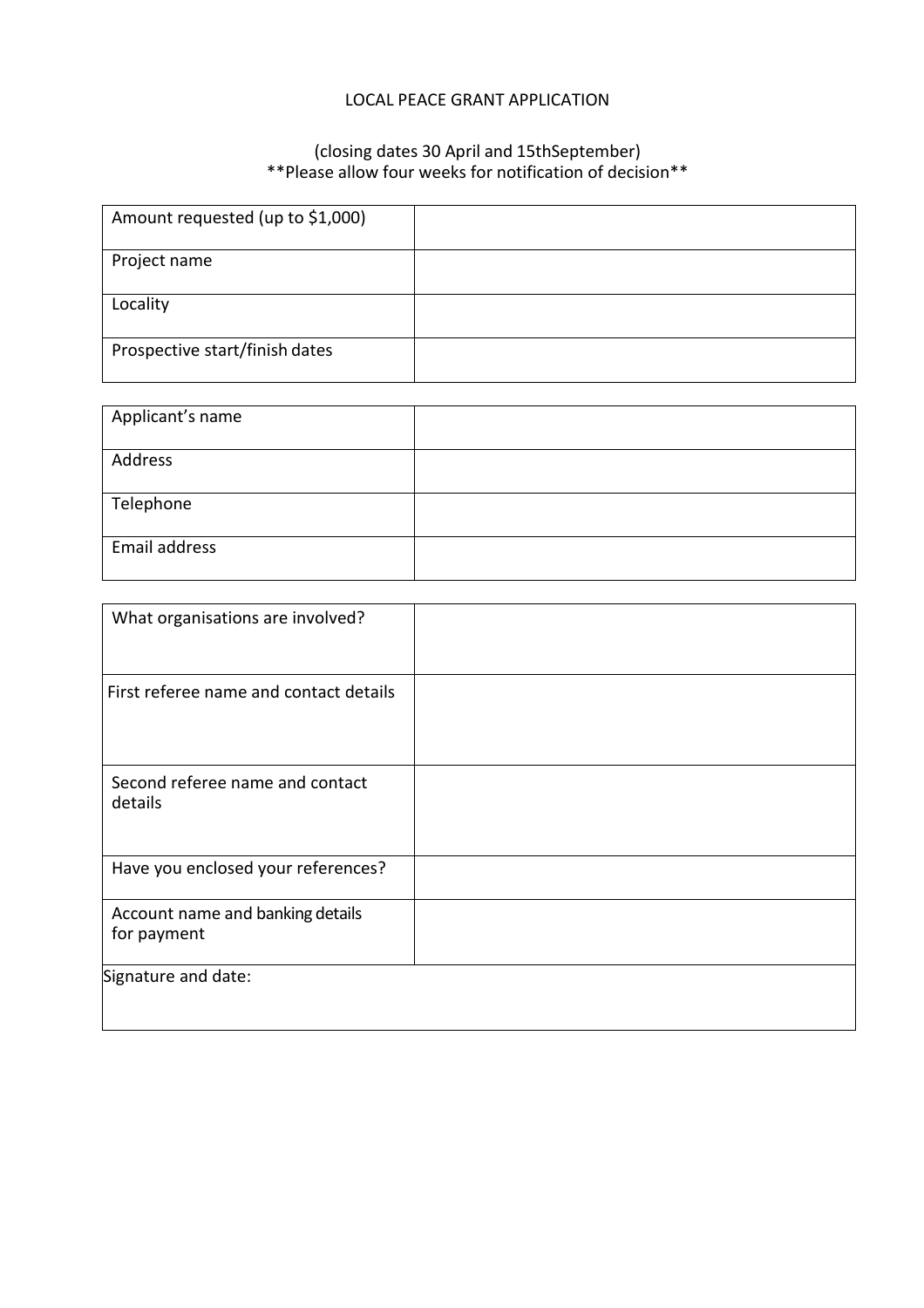# LOCAL PEACE GRANT APPLICATION

(closing dates 30 April and 15thSeptember)
**Please allow four weeks for notification of decision**

| Amount requested (up to $1,000) | |
|---|---|
| Project name | |
| Locality | |
| Prospective start/finish dates | |

| Applicant's name | |
|---|---|
| Address | |
| Telephone | |
| Email address | |

| What organisations are involved? | |
|---|---|
| First referee name and contact details | |
| Second referee name and contact details | |
| Have you enclosed your references? | |
| Account name and banking details for payment | |
| Signature and date: | |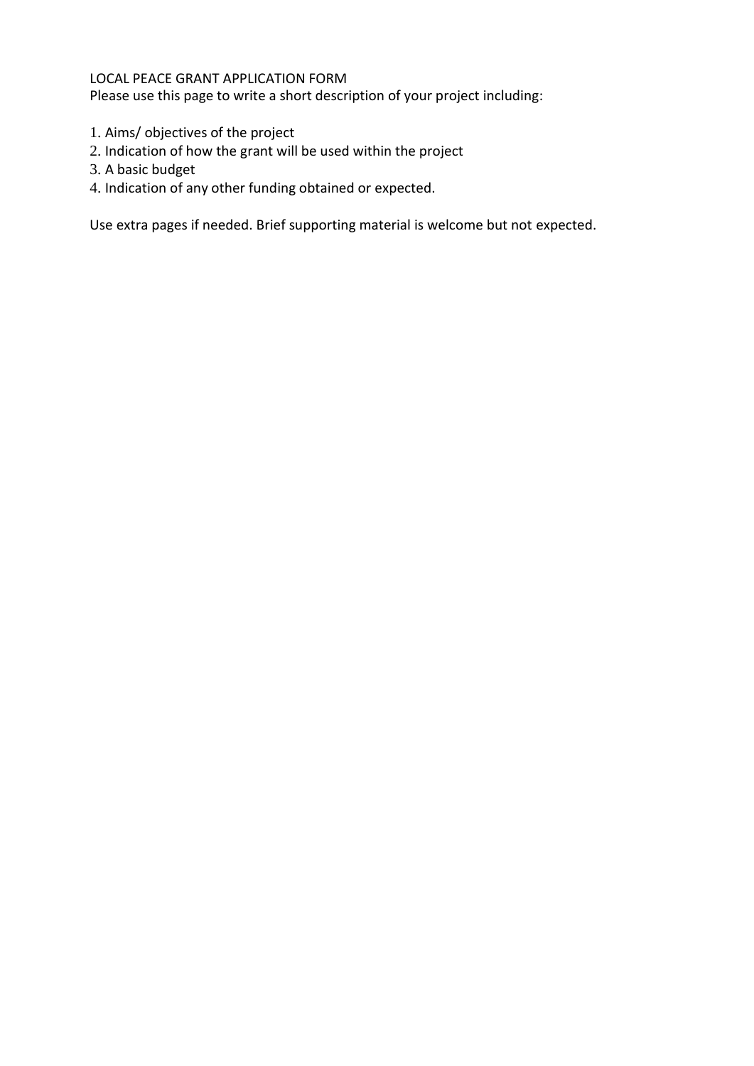LOCAL PEACE GRANT APPLICATION FORM

Please use this page to write a short description of your project including:

1. Aims/ objectives of the project
2. Indication of how the grant will be used within the project
3. A basic budget
4. Indication of any other funding obtained or expected.

Use extra pages if needed. Brief supporting material is welcome but not expected.